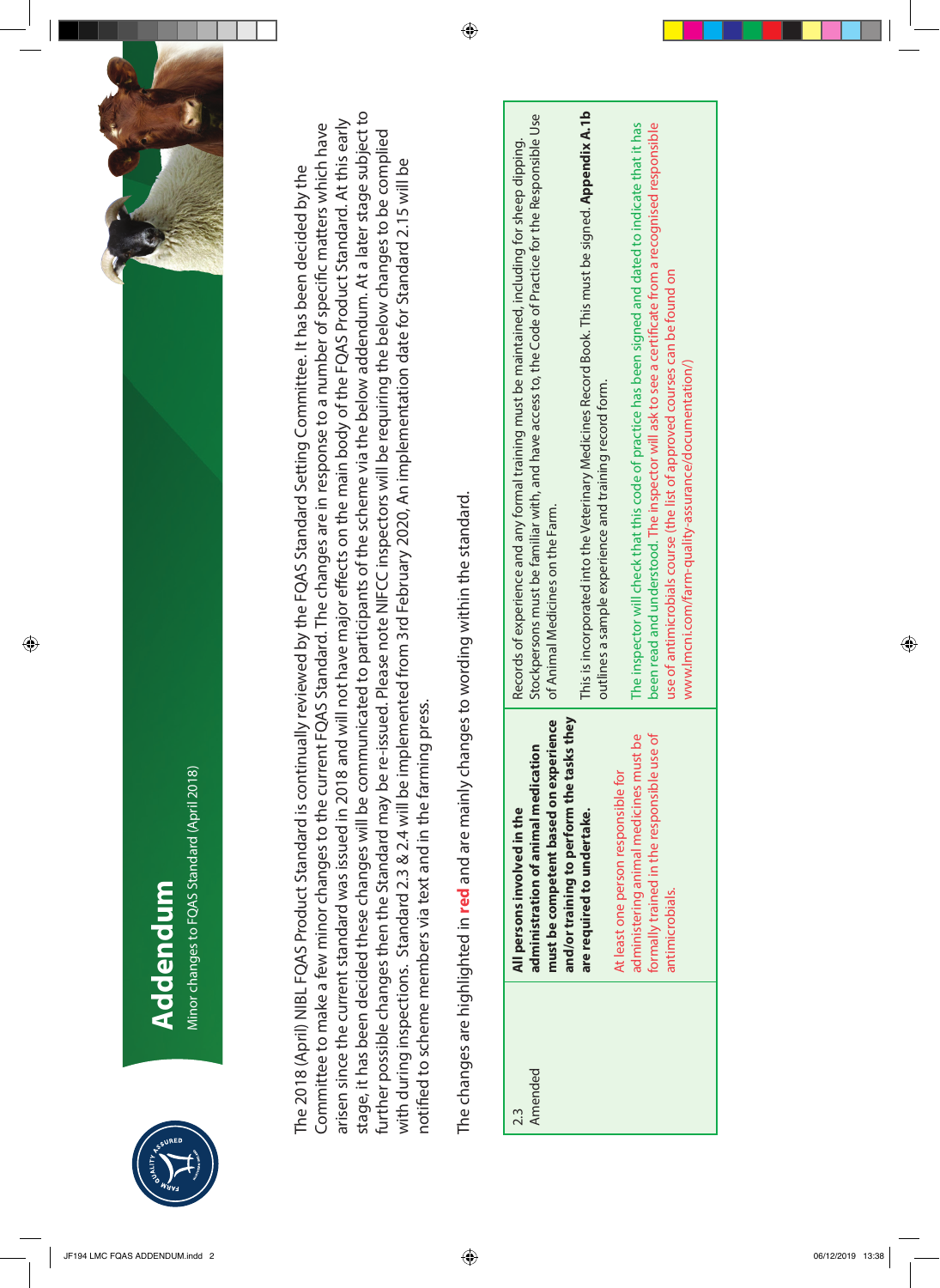# Addendum

Minor changes to FQAS Standard (April 2018)

The 2018 (April) NIBL FQAS Product Standard is continually reviewed by the FQAS Standard Setting Committee. It has been decided by the Committee to make a few minor changes to the current FQAS Standard. The changes are in response to a number of specific matters which have arisen since the current standard was issued in 2018 and will not have major effects on the main body of the FQAS Product Standard. At this early stage, it has been decided these changes will be communicated to participants of the scheme via the below addendum. At a later stage subject to further possible changes then the Standard may be re-issued. Please note NIFCC inspectors will be requiring the below changes to be complied with during inspections. Standard 2.3 & 2.4 will be implemented from 3rd February 2020, An implementation date for Standard 2.15 will be notified to scheme members via text and in the farming press.

The changes are highlighted in **red** and are mainly changes to wording within the standard.

| | | |
|---|---|---|
| 2.3 Amended | **All persons involved in the administration of animal medication must be competent based on experience and/or training to perform the tasks they are required to undertake.**<br><br>At least one person responsible for administering animal medicines must be formally trained in the responsible use of antimicrobials. | Records of experience and any formal training must be maintained, including for sheep dipping. Stockpersons must be familiar with, and have access to, the Code of Practice for the Responsible Use of Animal Medicines on the Farm.<br><br>This is incorporated into the Veterinary Medicines Record Book. This must be signed. **Appendix A.1b** outlines a sample experience and training record form.<br><br>The inspector will check that this code of practice has been signed and dated to indicate that it has been read and understood. The inspector will ask to see a certificate from a recognised responsible use of antimicrobials course (the list of approved courses can be found on www.lmcni.com/farm-quality-assurance/documentation/) |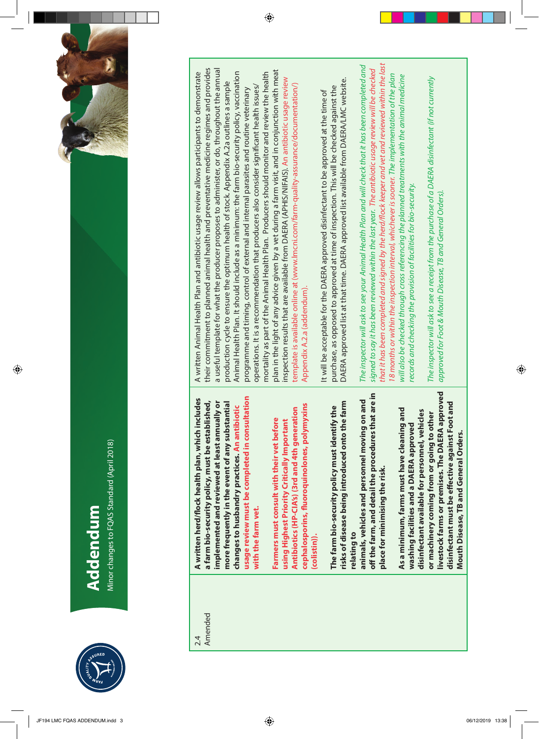# Addendum

Minor changes to FQAS Standard (April 2018)

| | | |
|---|---|---|
| 2.4 Amended | **A written herd/flock health plan, which includes a farm bio-security policy, must be established, implemented and reviewed at least annually or more frequently in the event of any substantial changes to husbandry practices. An antibiotic usage review must be completed in consultation with the farm vet.**<br><br>**Farmers must consult with their vet before using Highest Priority Critically Important Antibiotics (HP-CIA's) (3rd and 4th generation cephalosporins, fluoroquinolones, polymyxins (colistin)).**<br><br>**The farm bio-security policy must identify the risks of disease being introduced onto the farm relating to animals, vehicles and personnel moving on and off the farm, and detail the procedures that are in place for minimising the risk.**<br><br>**As a minimum, farms must have cleaning and washing facilities and a DAERA approved disinfectant available for personnel, vehicles or machinery coming from or going to other livestock farms or premises. The DAERA approved disinfectant must be effective against Foot and Mouth Disease, TB and General Orders.** | A written Animal Health Plan and antibiotic usage review allows participants to demonstrate their commitment to planned animal health and preventative medicine regimes and provides a useful template for what the producer proposes to administer, or do, throughout the annual production cycle to ensure the optimum health of stock. Appendix A.2a outlines a sample Animal Health Plan. It should include as a minimum: the farm bio-security policy, vaccination programme and timing, control of external and internal parasites and routine veterinary operations. It is a recommendation that producers also consider significant health issues/mortality as part of the Animal Health Plan. Producers should monitor and review the health plan in the light of any advice given by a vet during a farm visit, and in conjunction with meat inspection results that are available from DAERA (APHIS/NIFAIS). An antibiotic usage review template is available online at (www.lmcni.com/farm-quality-assurance/documentation/) Appendix A.2.a (addendum).<br><br>It will be acceptable for the DAERA approved disinfectant to be approved at the time of purchase, as opposed to approved at time of inspection. This will be checked against the DAERA approved list at that time. DAERA approved list available from DAERA/LMC website.<br><br>*The inspector will ask to see your Animal Health Plan and will check that it has been completed and signed to say it has been reviewed within the last year. The antibiotic usage review will be checked that it has been completed and signed by the herd/flock keeper and vet and reviewed within the last 18 months or within the inspection interval, whichever is sooner. The implementation of the plan will also be checked through cross referencing the planned treatments with the animal medicine records and checking the provision of facilities for bio-security.*<br><br>*The inspector will ask to see a receipt from the purchase of a DAERA disinfectant (if not currently approved for Foot & Mouth Disease, TB and General Orders).* |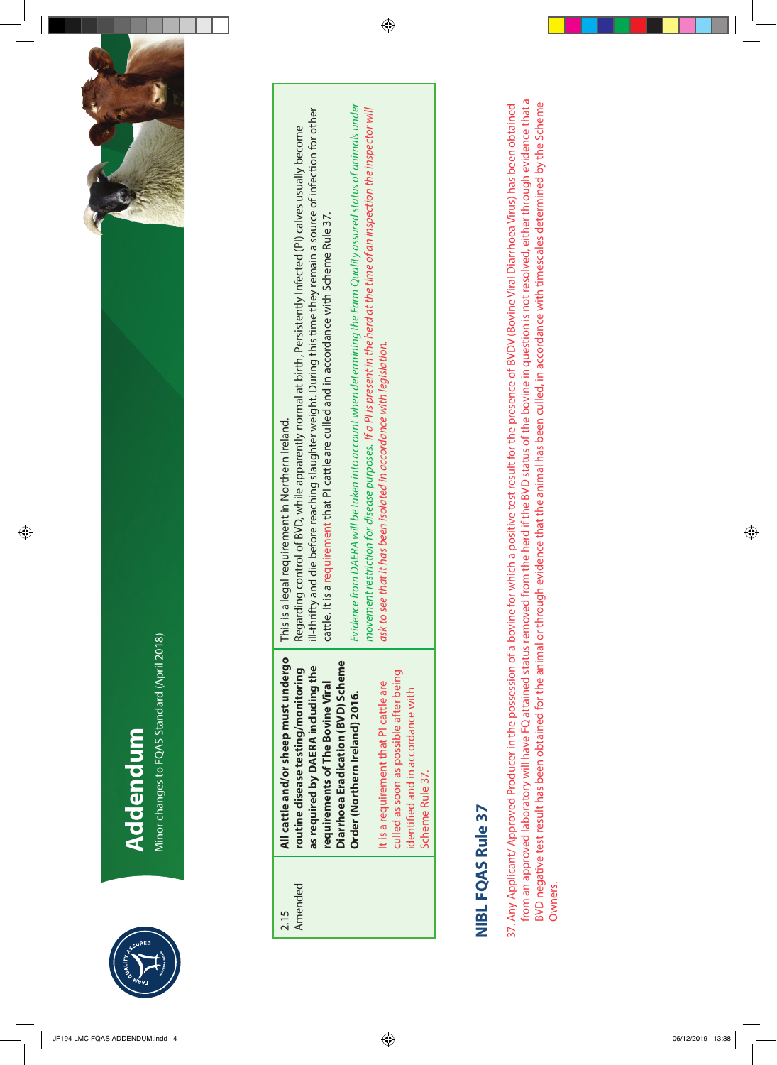# Addendum

Minor changes to FQAS Standard (April 2018)

| | | |
|---|---|---|
| 2.15 Amended | **All cattle and/or sheep must undergo routine disease testing/monitoring as required by DAERA including the requirements of The Bovine Viral Diarrhoea Eradication (BVD) Scheme Order (Northern Ireland) 2016.** <br><br> It is a requirement that PI cattle are culled as soon as possible after being identified and in accordance with Scheme Rule 37. | This is a legal requirement in Northern Ireland. Regarding control of BVD, while apparently normal at birth, Persistently Infected (PI) calves usually become ill-thrifty and die before reaching slaughter weight. During this time they remain a source of infection for other cattle. It is a requirement that PI cattle are culled and in accordance with Scheme Rule 37. <br><br> *Evidence from DAERA will be taken into account when determining the Farm Quality assured status of animals under movement restriction for disease purposes. If a PI is present in the herd at the time of an inspection the inspector will ask to see that it has been isolated in accordance with legislation.* |

## NIBL FQAS Rule 37

37. Any Applicant/ Approved Producer in the possession of a bovine for which a positive test result for the presence of BVDV (Bovine Viral Diarrhoea Virus) has been obtained from an approved laboratory will have FQ attained status removed from the herd if the BVD status of the bovine in question is not resolved, either through evidence that a BVD negative test result has been obtained for the animal or through evidence that the animal has been culled, in accordance with timescales determined by the Scheme Owners.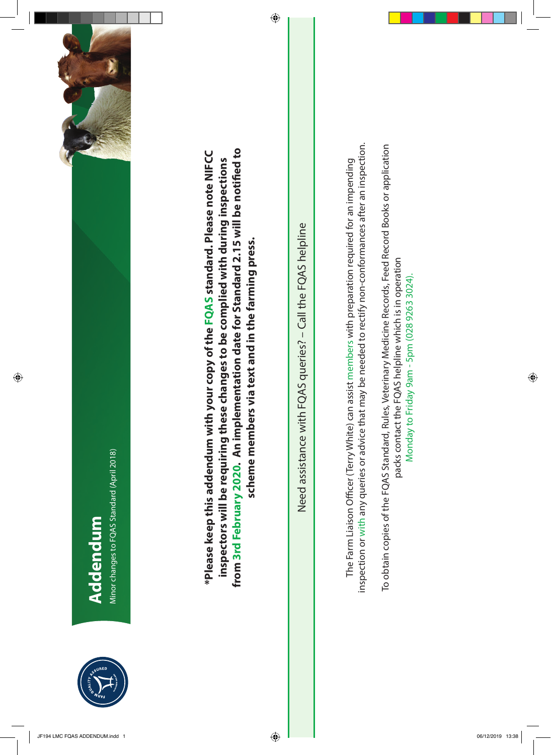# Addendum

Minor changes to FQAS Standard (April 2018)

**\*Please keep this addendum with your copy of the FQAS standard. Please note NIFCC inspectors will be requiring these changes to be complied with during inspections from 3rd February 2020. An implementation date for Standard 2.15 will be notified to scheme members via text and in the farming press.**

Need assistance with FQAS queries? – Call the FQAS helpline

The Farm Liaison Officer (Terry White) can assist members with preparation required for an impending inspection or with any queries or advice that may be needed to rectify non-conformances after an inspection.

To obtain copies of the FQAS Standard, Rules, Veterinary Medicine Records, Feed Record Books or application packs contact the FQAS helpline which is in operation

Monday to Friday 9am - 5pm (028 9263 3024).